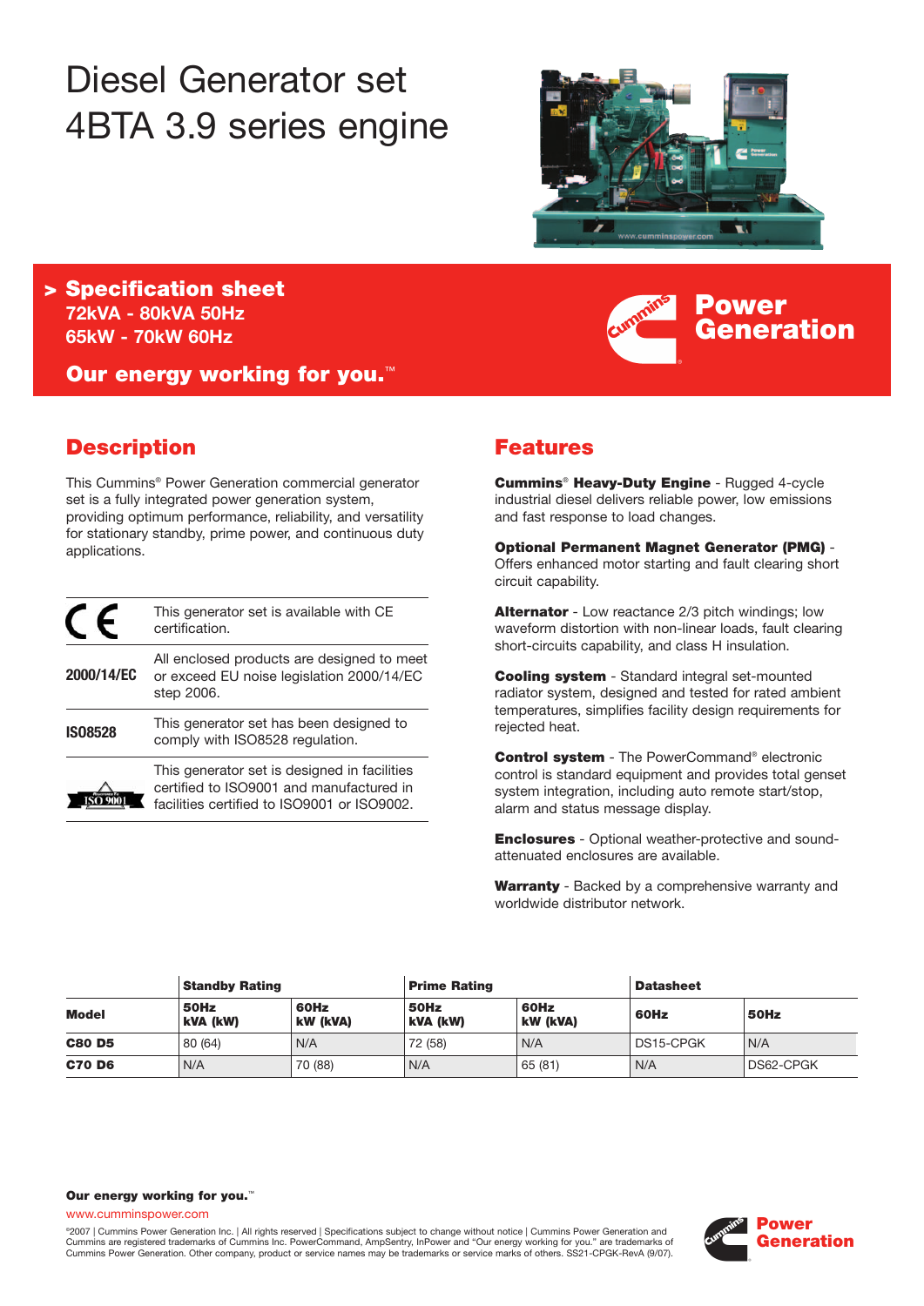# Diesel Generator set 4BTA 3.9 series engine

## > Specification sheet

**72kVA - 80kVA 50Hz**
**65kW - 70kW 60Hz**

**Our energy working for you.™**

**Power Generation**

## Description

This Cummins® Power Generation commercial generator set is a fully integrated power generation system, providing optimum performance, reliability, and versatility for stationary standby, prime power, and continuous duty applications.

| | |
|---|---|
| CE | This generator set is available with CE certification. |
| **2000/14/EC** | All enclosed products are designed to meet or exceed EU noise legislation 2000/14/EC step 2006. |
| **ISO8528** | This generator set has been designed to comply with ISO8528 regulation. |
| ISO 9001 | This generator set is designed in facilities certified to ISO9001 and manufactured in facilities certified to ISO9001 or ISO9002. |

## Features

**Cummins® Heavy-Duty Engine** - Rugged 4-cycle industrial diesel delivers reliable power, low emissions and fast response to load changes.

**Optional Permanent Magnet Generator (PMG)** - Offers enhanced motor starting and fault clearing short circuit capability.

**Alternator** - Low reactance 2/3 pitch windings; low waveform distortion with non-linear loads, fault clearing short-circuits capability, and class H insulation.

**Cooling system** - Standard integral set-mounted radiator system, designed and tested for rated ambient temperatures, simplifies facility design requirements for rejected heat.

**Control system** - The PowerCommand® electronic control is standard equipment and provides total genset system integration, including auto remote start/stop, alarm and status message display.

**Enclosures** - Optional weather-protective and sound-attenuated enclosures are available.

**Warranty** - Backed by a comprehensive warranty and worldwide distributor network.

| | **Standby Rating** | | **Prime Rating** | | **Datasheet** | |
|---|---|---|---|---|---|---|
| **Model** | **50Hz kVA (kW)** | **60Hz kW (kVA)** | **50Hz kVA (kW)** | **60Hz kW (kVA)** | **60Hz** | **50Hz** |
| **C80 D5** | 80 (64) | N/A | 72 (58) | N/A | DS15-CPGK | N/A |
| **C70 D6** | N/A | 70 (88) | N/A | 65 (81) | N/A | DS62-CPGK |

**Our energy working for you.™**
www.cumminspower.com

©2007 | Cummins Power Generation Inc. | All rights reserved | Specifications subject to change without notice | Cummins Power Generation and Cummins are registered trademarks of Cummins Inc. PowerCommand, AmpSentry, InPower and "Our energy working for you." are trademarks of Cummins Power Generation. Other company, product or service names may be trademarks or service marks of others. SS21-CPGK-RevA (9/07).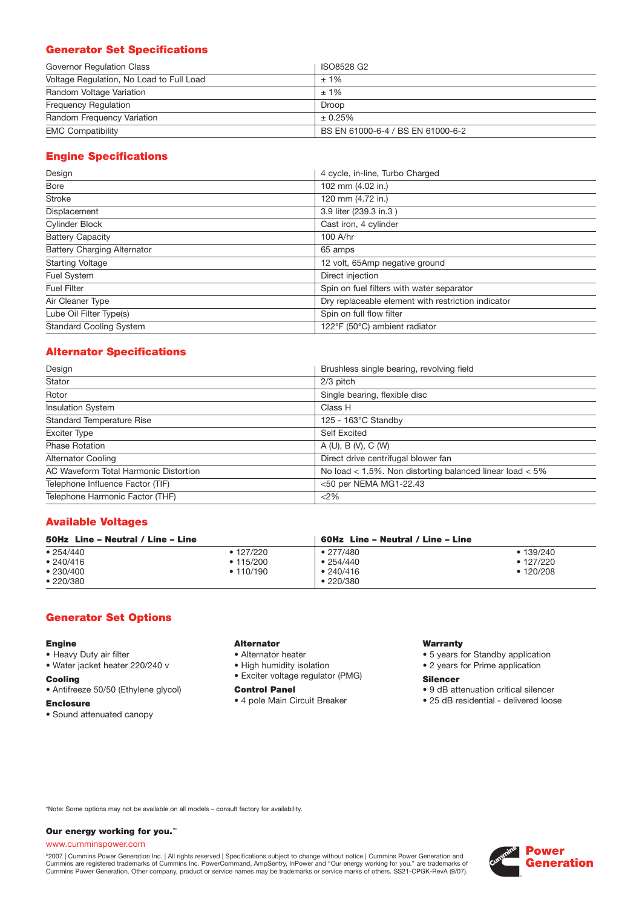## Generator Set Specifications

| | |
|---|---|
| Governor Regulation Class | ISO8528 G2 |
| Voltage Regulation, No Load to Full Load | ± 1% |
| Random Voltage Variation | ± 1% |
| Frequency Regulation | Droop |
| Random Frequency Variation | ± 0.25% |
| EMC Compatibility | BS EN 61000-6-4 / BS EN 61000-6-2 |

## Engine Specifications

| | |
|---|---|
| Design | 4 cycle, in-line, Turbo Charged |
| Bore | 102 mm (4.02 in.) |
| Stroke | 120 mm (4.72 in.) |
| Displacement | 3.9 liter (239.3 in.3 ) |
| Cylinder Block | Cast iron, 4 cylinder |
| Battery Capacity | 100 A/hr |
| Battery Charging Alternator | 65 amps |
| Starting Voltage | 12 volt, 65Amp negative ground |
| Fuel System | Direct injection |
| Fuel Filter | Spin on fuel filters with water separator |
| Air Cleaner Type | Dry replaceable element with restriction indicator |
| Lube Oil Filter Type(s) | Spin on full flow filter |
| Standard Cooling System | 122°F (50°C) ambient radiator |

## Alternator Specifications

| | |
|---|---|
| Design | Brushless single bearing, revolving field |
| Stator | 2/3 pitch |
| Rotor | Single bearing, flexible disc |
| Insulation System | Class H |
| Standard Temperature Rise | 125 - 163°C Standby |
| Exciter Type | Self Excited |
| Phase Rotation | A (U), B (V), C (W) |
| Alternator Cooling | Direct drive centrifugal blower fan |
| AC Waveform Total Harmonic Distortion | No load < 1.5%. Non distorting balanced linear load < 5% |
| Telephone Influence Factor (TIF) | <50 per NEMA MG1-22.43 |
| Telephone Harmonic Factor (THF) | <2% |

## Available Voltages

| 50Hz Line – Neutral / Line – Line | | 60Hz Line – Neutral / Line – Line | |
|---|---|---|---|
| • 254/440 | • 127/220 | • 277/480 | • 139/240 |
| • 240/416 | • 115/200 | • 254/440 | • 127/220 |
| • 230/400 | • 110/190 | • 240/416 | • 120/208 |
| • 220/380 | | • 220/380 | |

## Generator Set Options

**Engine**
- Heavy Duty air filter
- Water jacket heater 220/240 v

**Cooling**
- Antifreeze 50/50 (Ethylene glycol)

**Enclosure**
- Sound attenuated canopy

**Alternator**
- Alternator heater
- High humidity isolation
- Exciter voltage regulator (PMG)

**Control Panel**
- 4 pole Main Circuit Breaker

**Warranty**
- 5 years for Standby application
- 2 years for Prime application

**Silencer**
- 9 dB attenuation critical silencer
- 25 dB residential - delivered loose

*Note: Some options may not be available on all models – consult factory for availability.

**Our energy working for you.**™

www.cumminspower.com

©2007 | Cummins Power Generation Inc. | All rights reserved | Specifications subject to change without notice | Cummins Power Generation and Cummins are registered trademarks of Cummins Inc. PowerCommand, AmpSentry, InPower and "Our energy working for you." are trademarks of Cummins Power Generation. Other company, product or service names may be trademarks or service marks of others. SS21-CPGK-RevA (9/07).

Power Generation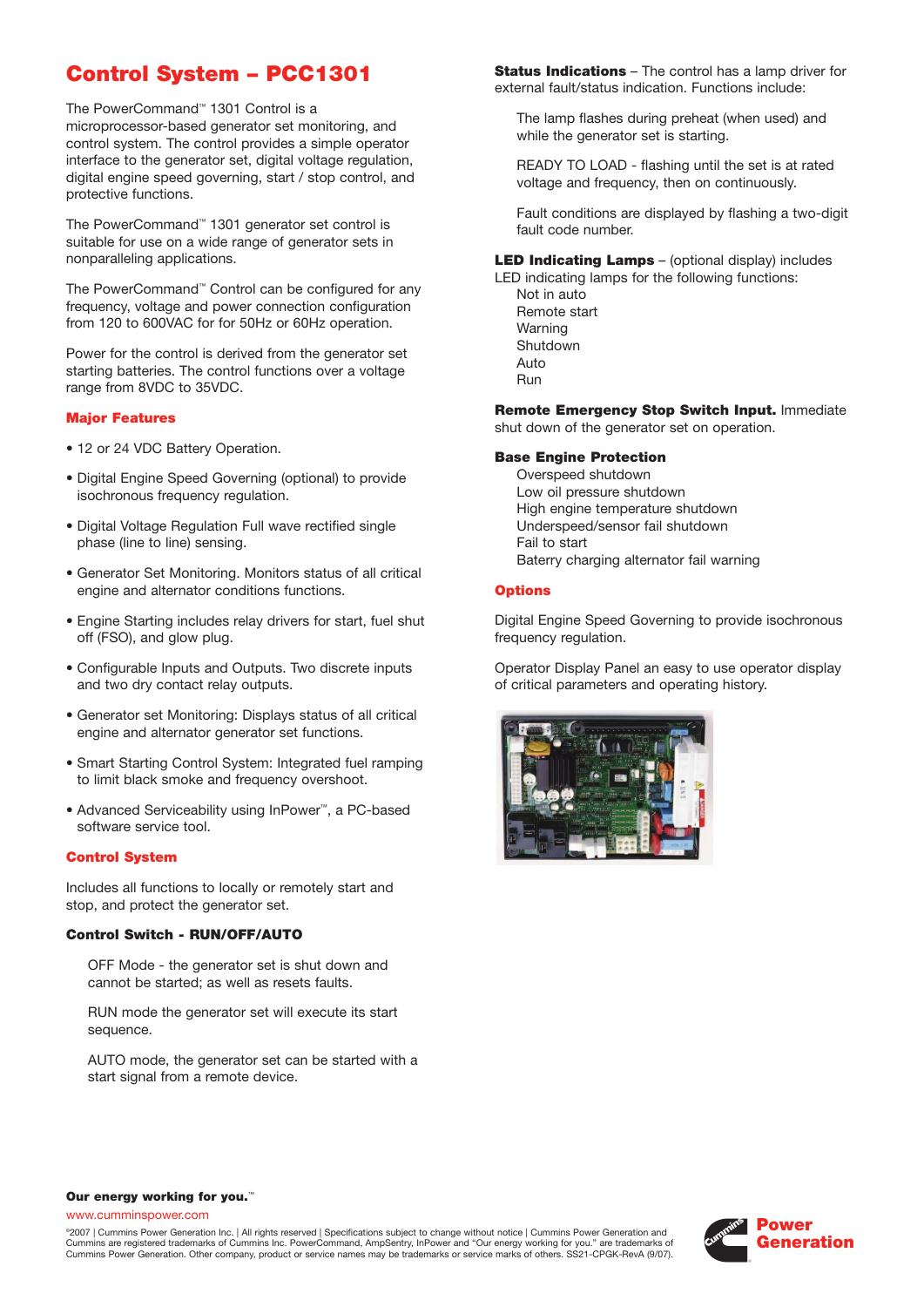# Control System – PCC1301

The PowerCommand™ 1301 Control is a microprocessor-based generator set monitoring, and control system. The control provides a simple operator interface to the generator set, digital voltage regulation, digital engine speed governing, start / stop control, and protective functions.

The PowerCommand™ 1301 generator set control is suitable for use on a wide range of generator sets in nonparalleling applications.

The PowerCommand™ Control can be configured for any frequency, voltage and power connection configuration from 120 to 600VAC for for 50Hz or 60Hz operation.

Power for the control is derived from the generator set starting batteries. The control functions over a voltage range from 8VDC to 35VDC.

## Major Features

- 12 or 24 VDC Battery Operation.
- Digital Engine Speed Governing (optional) to provide isochronous frequency regulation.
- Digital Voltage Regulation Full wave rectified single phase (line to line) sensing.
- Generator Set Monitoring. Monitors status of all critical engine and alternator conditions functions.
- Engine Starting includes relay drivers for start, fuel shut off (FSO), and glow plug.
- Configurable Inputs and Outputs. Two discrete inputs and two dry contact relay outputs.
- Generator set Monitoring: Displays status of all critical engine and alternator generator set functions.
- Smart Starting Control System: Integrated fuel ramping to limit black smoke and frequency overshoot.
- Advanced Serviceability using InPower™, a PC-based software service tool.

## Control System

Includes all functions to locally or remotely start and stop, and protect the generator set.

### Control Switch - RUN/OFF/AUTO

OFF Mode - the generator set is shut down and cannot be started; as well as resets faults.

RUN mode the generator set will execute its start sequence.

AUTO mode, the generator set can be started with a start signal from a remote device.

**Status Indications** – The control has a lamp driver for external fault/status indication. Functions include:

The lamp flashes during preheat (when used) and while the generator set is starting.

READY TO LOAD - flashing until the set is at rated voltage and frequency, then on continuously.

Fault conditions are displayed by flashing a two-digit fault code number.

**LED Indicating Lamps** – (optional display) includes LED indicating lamps for the following functions:

Not in auto
Remote start
Warning
Shutdown
Auto
Run

**Remote Emergency Stop Switch Input.** Immediate shut down of the generator set on operation.

### Base Engine Protection

Overspeed shutdown
Low oil pressure shutdown
High engine temperature shutdown
Underspeed/sensor fail shutdown
Fail to start
Baterry charging alternator fail warning

## Options

Digital Engine Speed Governing to provide isochronous frequency regulation.

Operator Display Panel an easy to use operator display of critical parameters and operating history.

**Our energy working for you.™**

www.cumminspower.com

©2007 | Cummins Power Generation Inc. | All rights reserved | Specifications subject to change without notice | Cummins Power Generation and Cummins are registered trademarks of Cummins Inc. PowerCommand, AmpSentry, InPower and "Our energy working for you." are trademarks of Cummins Power Generation. Other company, product or service names may be trademarks or service marks of others. SS21-CPGK-RevA (9/07).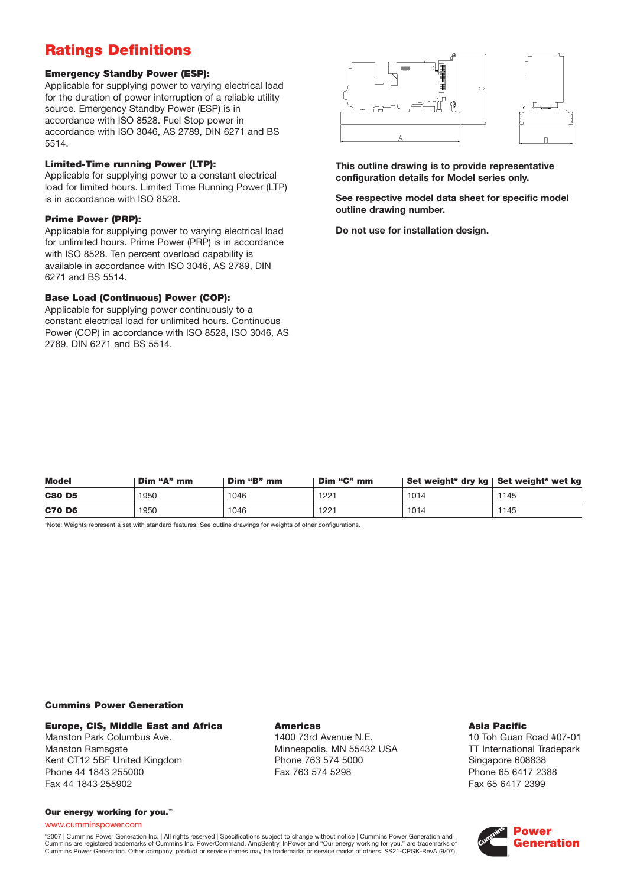## Ratings Definitions

**Emergency Standby Power (ESP):**
Applicable for supplying power to varying electrical load for the duration of power interruption of a reliable utility source. Emergency Standby Power (ESP) is in accordance with ISO 8528. Fuel Stop power in accordance with ISO 3046, AS 2789, DIN 6271 and BS 5514.

**Limited-Time running Power (LTP):**
Applicable for supplying power to a constant electrical load for limited hours. Limited Time Running Power (LTP) is in accordance with ISO 8528.

**Prime Power (PRP):**
Applicable for supplying power to varying electrical load for unlimited hours. Prime Power (PRP) is in accordance with ISO 8528. Ten percent overload capability is available in accordance with ISO 3046, AS 2789, DIN 6271 and BS 5514.

**Base Load (Continuous) Power (COP):**
Applicable for supplying power continuously to a constant electrical load for unlimited hours. Continuous Power (COP) in accordance with ISO 8528, ISO 3046, AS 2789, DIN 6271 and BS 5514.

A

B

C

**This outline drawing is to provide representative configuration details for Model series only.**

**See respective model data sheet for specific model outline drawing number.**

**Do not use for installation design.**

| Model | Dim "A" mm | Dim "B" mm | Dim "C" mm | Set weight* dry kg | Set weight* wet kg |
|---|---|---|---|---|---|
| **C80 D5** | 1950 | 1046 | 1221 | 1014 | 1145 |
| **C70 D6** | 1950 | 1046 | 1221 | 1014 | 1145 |

*Note: Weights represent a set with standard features. See outline drawings for weights of other configurations.

**Cummins Power Generation**

**Europe, CIS, Middle East and Africa**
Manston Park Columbus Ave.
Manston Ramsgate
Kent CT12 5BF United Kingdom
Phone 44 1843 255000
Fax 44 1843 255902

**Americas**
1400 73rd Avenue N.E.
Minneapolis, MN 55432 USA
Phone 763 574 5000
Fax 763 574 5298

**Asia Pacific**
10 Toh Guan Road #07-01
TT International Tradepark
Singapore 608838
Phone 65 6417 2388
Fax 65 6417 2399

**Our energy working for you.™**

www.cumminspower.com

©2007 | Cummins Power Generation Inc. | All rights reserved | Specifications subject to change without notice | Cummins Power Generation and Cummins are registered trademarks of Cummins Inc. PowerCommand, AmpSentry, InPower and "Our energy working for you." are trademarks of Cummins Power Generation. Other company, product or service names may be trademarks or service marks of others. SS21-CPGK-RevA (9/07).

Power Generation